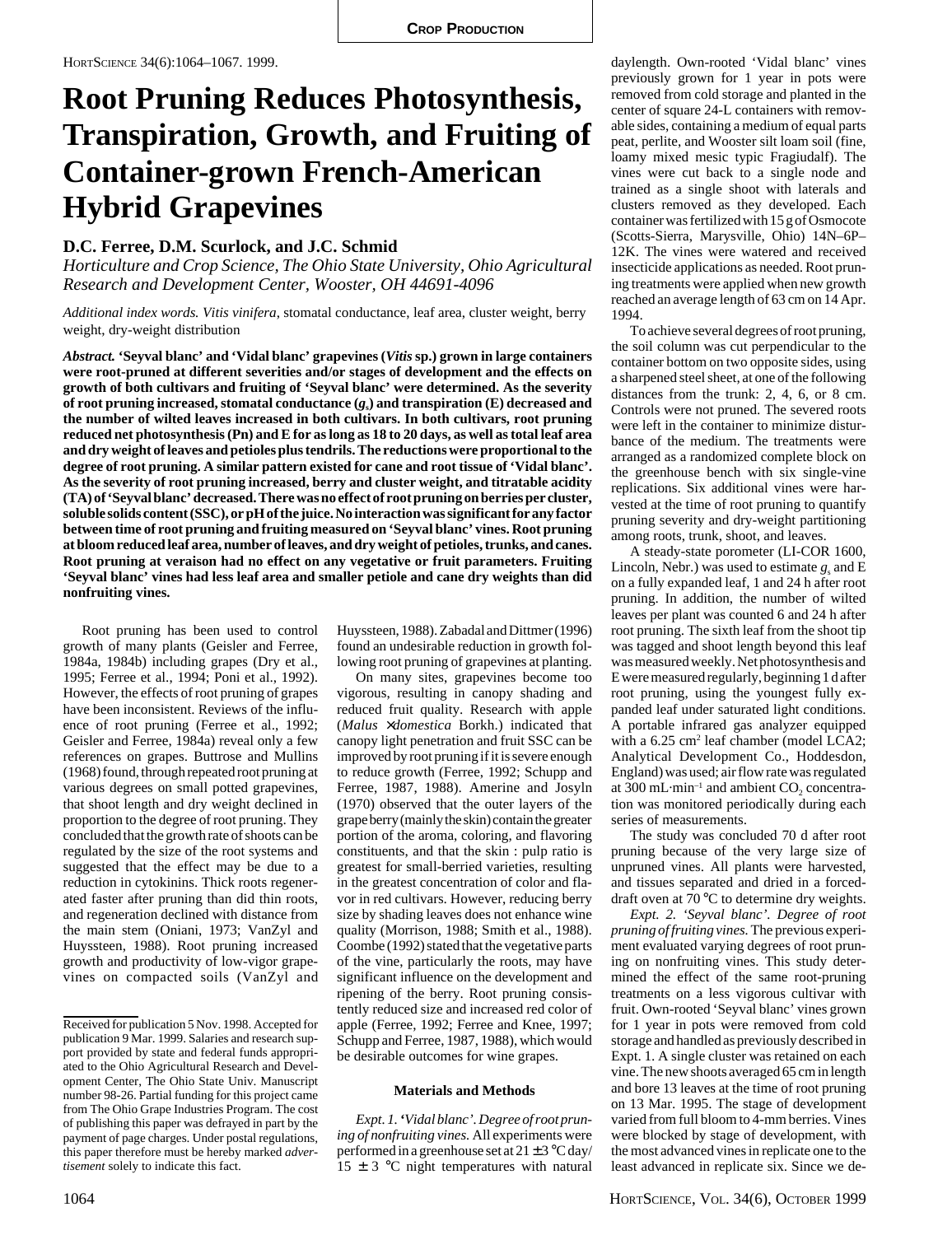CROP PRODUCTION

# Root Pruning Reduces Photosynthesis, Transpiration, Growth, and Fruiting of Container-grown French-American Hybrid Grapevines

**D.C. Ferree, D.M. Scurlock, and J.C. Schmid**

*Horticulture and Crop Science, The Ohio State University, Ohio Agricultural Research and Development Center, Wooster, OH 44691-4096*

*Additional index words. Vitis vinifera*, stomatal conductance, leaf area, cluster weight, berry weight, dry-weight distribution

***Abstract.*** **'Seyval blanc' and 'Vidal blanc' grapevines (*Vitis* sp.) grown in large containers were root-pruned at different severities and/or stages of development and the effects on growth of both cultivars and fruiting of 'Seyval blanc' were determined. As the severity of root pruning increased, stomatal conductance ($g_s$) and transpiration (E) decreased and the number of wilted leaves increased in both cultivars. In both cultivars, root pruning reduced net photosynthesis (Pn) and E for as long as 18 to 20 days, as well as total leaf area and dry weight of leaves and petioles plus tendrils. The reductions were proportional to the degree of root pruning. A similar pattern existed for cane and root tissue of 'Vidal blanc'. As the severity of root pruning increased, berry and cluster weight, and titratable acidity (TA) of 'Seyval blanc' decreased. There was no effect of root pruning on berries per cluster, soluble solids content (SSC), or pH of the juice. No interaction was significant for any factor between time of root pruning and fruiting measured on 'Seyval blanc' vines. Root pruning at bloom reduced leaf area, number of leaves, and dry weight of petioles, trunks, and canes. Root pruning at veraison had no effect on any vegetative or fruit parameters. Fruiting 'Seyval blanc' vines had less leaf area and smaller petiole and cane dry weights than did nonfruiting vines.**

Root pruning has been used to control growth of many plants (Geisler and Ferree, 1984a, 1984b) including grapes (Dry et al., 1995; Ferree et al., 1994; Poni et al., 1992). However, the effects of root pruning of grapes have been inconsistent. Reviews of the influence of root pruning (Ferree et al., 1992; Geisler and Ferree, 1984a) reveal only a few references on grapes. Buttrose and Mullins (1968) found, through repeated root pruning at various degrees on small potted grapevines, that shoot length and dry weight declined in proportion to the degree of root pruning. They concluded that the growth rate of shoots can be regulated by the size of the root systems and suggested that the effect may be due to a reduction in cytokinins. Thick roots regenerated faster after pruning than did thin roots, and regeneration declined with distance from the main stem (Oniani, 1973; VanZyl and Huyssteen, 1988). Root pruning increased growth and productivity of low-vigor grapevines on compacted soils (VanZyl and Huyssteen, 1988). Zabadal and Dittmer (1996) found an undesirable reduction in growth following root pruning of grapevines at planting.

On many sites, grapevines become too vigorous, resulting in canopy shading and reduced fruit quality. Research with apple (*Malus* ×*domestica* Borkh.) indicated that canopy light penetration and fruit SSC can be improved by root pruning if it is severe enough to reduce growth (Ferree, 1992; Schupp and Ferree, 1987, 1988). Amerine and Josyln (1970) observed that the outer layers of the grape berry (mainly the skin) contain the greater portion of the aroma, coloring, and flavoring constituents, and that the skin : pulp ratio is greatest for small-berried varieties, resulting in the greatest concentration of color and flavor in red cultivars. However, reducing berry size by shading leaves does not enhance wine quality (Morrison, 1988; Smith et al., 1988). Coombe (1992) stated that the vegetative parts of the vine, particularly the roots, may have significant influence on the development and ripening of the berry. Root pruning consistently reduced size and increased red color of apple (Ferree, 1992; Ferree and Knee, 1997; Schupp and Ferree, 1987, 1988), which would be desirable outcomes for wine grapes.

Received for publication 5 Nov. 1998. Accepted for publication 9 Mar. 1999. Salaries and research support provided by state and federal funds appropriated to the Ohio Agricultural Research and Development Center, The Ohio State Univ. Manuscript number 98-26. Partial funding for this project came from The Ohio Grape Industries Program. The cost of publishing this paper was defrayed in part by the payment of page charges. Under postal regulations, this paper therefore must be hereby marked *advertisement* solely to indicate this fact.

## Materials and Methods

*Expt. 1. 'Vidal blanc'. Degree of root pruning of nonfruiting vines.* All experiments were performed in a greenhouse set at 21 ± 3 °C day/15 ± 3 °C night temperatures with natural daylength. Own-rooted 'Vidal blanc' vines previously grown for 1 year in pots were removed from cold storage and planted in the center of square 24-L containers with removable sides, containing a medium of equal parts peat, perlite, and Wooster silt loam soil (fine, loamy mixed mesic typic Fragiudalf). The vines were cut back to a single node and trained as a single shoot with laterals and clusters removed as they developed. Each container was fertilized with 15 g of Osmocote (Scotts-Sierra, Marysville, Ohio) 14N–6P–12K. The vines were watered and received insecticide applications as needed. Root pruning treatments were applied when new growth reached an average length of 63 cm on 14 Apr. 1994.

To achieve several degrees of root pruning, the soil column was cut perpendicular to the container bottom on two opposite sides, using a sharpened steel sheet, at one of the following distances from the trunk: 2, 4, 6, or 8 cm. Controls were not pruned. The severed roots were left in the container to minimize disturbance of the medium. The treatments were arranged as a randomized complete block on the greenhouse bench with six single-vine replications. Six additional vines were harvested at the time of root pruning to quantify pruning severity and dry-weight partitioning among roots, trunk, shoot, and leaves.

A steady-state porometer (LI-COR 1600, Lincoln, Nebr.) was used to estimate $g_s$ and E on a fully expanded leaf, 1 and 24 h after root pruning. In addition, the number of wilted leaves per plant was counted 6 and 24 h after root pruning. The sixth leaf from the shoot tip was tagged and shoot length beyond this leaf was measured weekly. Net photosynthesis and E were measured regularly, beginning 1 d after root pruning, using the youngest fully expanded leaf under saturated light conditions. A portable infrared gas analyzer equipped with a 6.25 cm$^2$ leaf chamber (model LCA2; Analytical Development Co., Hoddesdon, England) was used; air flow rate was regulated at 300 mL·min$^{-1}$ and ambient $CO_2$ concentration was monitored periodically during each series of measurements.

The study was concluded 70 d after root pruning because of the very large size of unpruned vines. All plants were harvested, and tissues separated and dried in a forced-draft oven at 70 °C to determine dry weights.

*Expt. 2. 'Seyval blanc'. Degree of root pruning of fruiting vines.* The previous experiment evaluated varying degrees of root pruning on nonfruiting vines. This study determined the effect of the same root-pruning treatments on a less vigorous cultivar with fruit. Own-rooted 'Seyval blanc' vines grown for 1 year in pots were removed from cold storage and handled as previously described in Expt. 1. A single cluster was retained on each vine. The new shoots averaged 65 cm in length and bore 13 leaves at the time of root pruning on 13 Mar. 1995. The stage of development varied from full bloom to 4-mm berries. Vines were blocked by stage of development, with the most advanced vines in replicate one to the least advanced in replicate six. Since we de-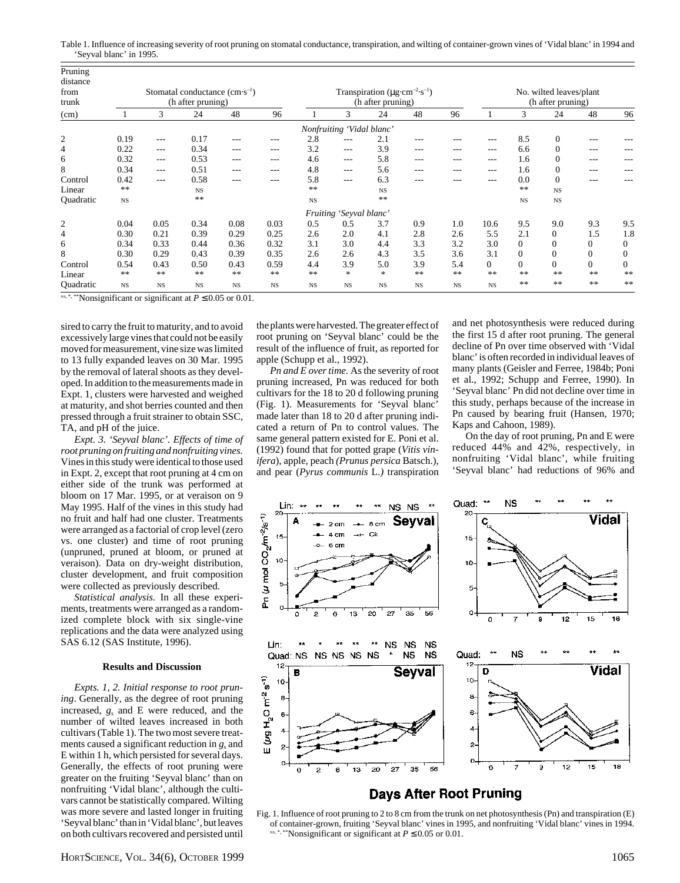Table 1. Influence of increasing severity of root pruning on stomatal conductance, transpiration, and wilting of container-grown vines of 'Vidal blanc' in 1994 and 'Seyval blanc' in 1995.

| Pruning distance from trunk | Stomatal conductance ($cm \cdot s^{-1}$) (h after pruning) | | | | | Transpiration ($\mu g \cdot cm^{-2} \cdot s^{-1}$) (h after pruning) | | | | | No. wilted leaves/plant (h after pruning) | | | | |
|---|---|---|---|---|---|---|---|---|---|---|---|---|---|---|---|
| (cm) | 1 | 3 | 24 | 48 | 96 | 1 | 3 | 24 | 48 | 96 | 1 | 3 | 24 | 48 | 96 |
| | | | | | | *Nonfruiting 'Vidal blanc'* | | | | | | | | | |
| 2 | 0.19 | --- | 0.17 | --- | --- | 2.8 | --- | 2.1 | --- | --- | --- | 8.5 | 0 | --- | --- |
| 4 | 0.22 | --- | 0.34 | --- | --- | 3.2 | --- | 3.9 | --- | --- | --- | 6.6 | 0 | --- | --- |
| 6 | 0.32 | --- | 0.53 | --- | --- | 4.6 | --- | 5.8 | --- | --- | --- | 1.6 | 0 | --- | --- |
| 8 | 0.34 | --- | 0.51 | --- | --- | 4.8 | --- | 5.6 | --- | --- | --- | 1.6 | 0 | --- | --- |
| Control | 0.42 | --- | 0.58 | --- | --- | 5.8 | --- | 6.3 | --- | --- | --- | 0.0 | 0 | --- | --- |
| Linear | ** | | NS | | | ** | | NS | | | | ** | NS | | |
| Quadratic | NS | | ** | | | NS | | ** | | | | NS | NS | | |
| | | | | | | *Fruiting 'Seyval blanc'* | | | | | | | | | |
| 2 | 0.04 | 0.05 | 0.34 | 0.08 | 0.03 | 0.5 | 0.5 | 3.7 | 0.9 | 1.0 | 10.6 | 9.5 | 9.0 | 9.3 | 9.5 |
| 4 | 0.30 | 0.21 | 0.39 | 0.29 | 0.25 | 2.6 | 2.0 | 4.1 | 2.8 | 2.6 | 5.5 | 2.1 | 0 | 1.5 | 1.8 |
| 6 | 0.34 | 0.33 | 0.44 | 0.36 | 0.32 | 3.1 | 3.0 | 4.4 | 3.3 | 3.2 | 3.0 | 0 | 0 | 0 | 0 |
| 8 | 0.30 | 0.29 | 0.43 | 0.39 | 0.35 | 2.6 | 2.6 | 4.3 | 3.5 | 3.6 | 3.1 | 0 | 0 | 0 | 0 |
| Control | 0.54 | 0.43 | 0.50 | 0.43 | 0.59 | 4.4 | 3.9 | 5.0 | 3.9 | 5.4 | 0 | 0 | 0 | 0 | 0 |
| Linear | ** | ** | ** | ** | ** | ** | * | * | ** | ** | ** | ** | ** | ** | ** |
| Quadratic | NS | NS | NS | NS | NS | NS | NS | NS | NS | NS | NS | ** | ** | ** | ** |

NS, *, **Nonsignificant or significant at $P \leq 0.05$ or 0.01.

sired to carry the fruit to maturity, and to avoid excessively large vines that could not be easily moved for measurement, vine size was limited to 13 fully expanded leaves on 30 Mar. 1995 by the removal of lateral shoots as they developed. In addition to the measurements made in Expt. 1, clusters were harvested and weighed at maturity, and shot berries counted and then pressed through a fruit strainer to obtain SSC, TA, and pH of the juice.

*Expt. 3. 'Seyval blanc'. Effects of time of root pruning on fruiting and nonfruiting vines.* Vines in this study were identical to those used in Expt. 2, except that root pruning at 4 cm on either side of the trunk was performed at bloom on 17 Mar. 1995, or at veraison on 9 May 1995. Half of the vines in this study had no fruit and half had one cluster. Treatments were arranged as a factorial of crop level (zero vs. one cluster) and time of root pruning (unpruned, pruned at bloom, or pruned at veraison). Data on dry-weight distribution, cluster development, and fruit composition were collected as previously described.

*Statistical analysis.* In all these experiments, treatments were arranged as a randomized complete block with six single-vine replications and the data were analyzed using SAS 6.12 (SAS Institute, 1996).

## Results and Discussion

*Expts. 1, 2. Initial response to root pruning*. Generally, as the degree of root pruning increased, $g_s$ and E were reduced, and the number of wilted leaves increased in both cultivars (Table 1). The two most severe treatments caused a significant reduction in $g_s$ and E within 1 h, which persisted for several days. Generally, the effects of root pruning were greater on the fruiting 'Seyval blanc' than on nonfruiting 'Vidal blanc', although the cultivars cannot be statistically compared. Wilting was more severe and lasted longer in fruiting 'Seyval blanc' than in 'Vidal blanc', but leaves on both cultivars recovered and persisted until the plants were harvested. The greater effect of root pruning on 'Seyval blanc' could be the result of the influence of fruit, as reported for apple (Schupp et al., 1992).

*Pn and E over time.* As the severity of root pruning increased, Pn was reduced for both cultivars for the 18 to 20 d following pruning (Fig. 1). Measurements for 'Seyval blanc' made later than 18 to 20 d after pruning indicated a return of Pn to control values. The same general pattern existed for E. Poni et al. (1992) found that for potted grape (*Vitis vinifera*), apple, peach *(Prunus persica* Batsch.), and pear (*Pyrus communis* L.*)* transpiration and net photosynthesis were reduced during the first 15 d after root pruning. The general decline of Pn over time observed with 'Vidal blanc' is often recorded in individual leaves of many plants (Geisler and Ferree, 1984b; Poni et al., 1992; Schupp and Ferree, 1990). In 'Seyval blanc' Pn did not decline over time in this study, perhaps because of the increase in Pn caused by bearing fruit (Hansen, 1970; Kaps and Cahoon, 1989).

On the day of root pruning, Pn and E were reduced 44% and 42%, respectively, in nonfruiting 'Vidal blanc', while fruiting 'Seyval blanc' had reductions of 96% and

Lin: ** ** ** ** ** NS NS **
A Seyval
2 cm 4 cm 6 cm 8 cm Ck
Pn ($\mu$ mol $CO_2$/m$^{-2}$/s$^{-1}$)
0 2 6 13 20 27 35 56

Quad: ** NS ** ** ** **
C Vidal
0 7 9 12 15 18

Lin: ** * ** ** ** NS NS NS
Quad: NS NS NS NS NS * NS NS
B Seyval
E ($\mu$g $H_2O$ m$^{-2}$ s$^{-1}$)
0 2 6 13 20 27 35 56

Quad: ** NS ** ** ** **
D Vidal
0 7 9 12 15 18

Days After Root Pruning

Fig. 1. Influence of root pruning to 2 to 8 cm from the trunk on net photosynthesis (Pn) and transpiration (E) of container-grown, fruiting 'Seyval blanc' vines in 1995, and nonfruiting 'Vidal blanc' vines in 1994. NS, *, **Nonsignificant or significant at $P \leq 0.05$ or 0.01.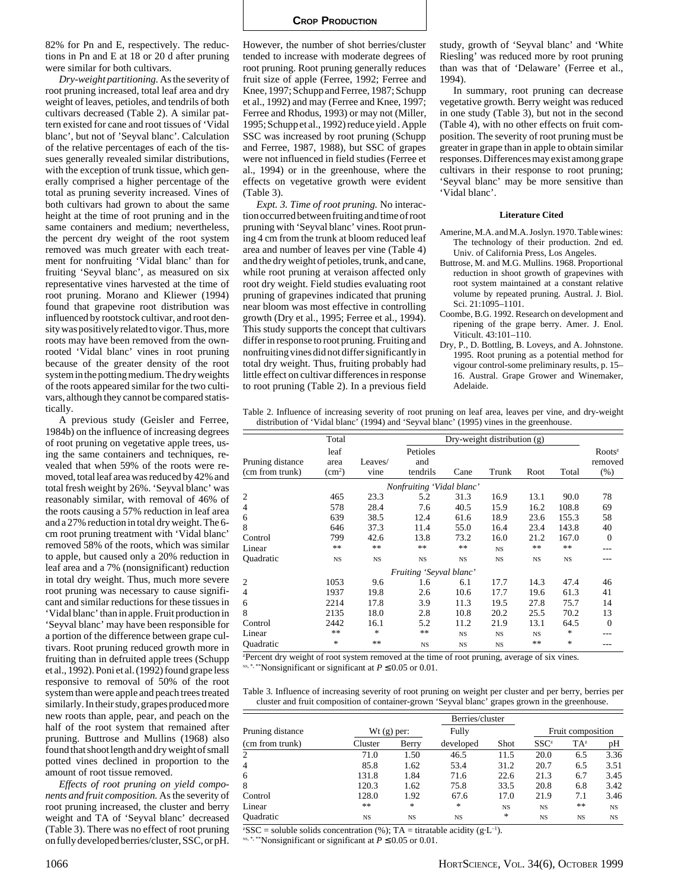82% for Pn and E, respectively. The reductions in Pn and E at 18 or 20 d after pruning were similar for both cultivars.

*Dry-weight partitioning.* As the severity of root pruning increased, total leaf area and dry weight of leaves, petioles, and tendrils of both cultivars decreased (Table 2). A similar pattern existed for cane and root tissues of 'Vidal blanc', but not of 'Seyval blanc'. Calculation of the relative percentages of each of the tissues generally revealed similar distributions, with the exception of trunk tissue, which generally comprised a higher percentage of the total as pruning severity increased. Vines of both cultivars had grown to about the same height at the time of root pruning and in the same containers and medium; nevertheless, the percent dry weight of the root system removed was much greater with each treatment for nonfruiting 'Vidal blanc' than for fruiting 'Seyval blanc', as measured on six representative vines harvested at the time of root pruning. Morano and Kliewer (1994) found that grapevine root distribution was influenced by rootstock cultivar, and root density was positively related to vigor. Thus, more roots may have been removed from the own-rooted 'Vidal blanc' vines in root pruning because of the greater density of the root system in the potting medium. The dry weights of the roots appeared similar for the two cultivars, although they cannot be compared statistically.

A previous study (Geisler and Ferree, 1984b) on the influence of increasing degrees of root pruning on vegetative apple trees, using the same containers and techniques, revealed that when 59% of the roots were removed, total leaf area was reduced by 42% and total fresh weight by 26%. 'Seyval blanc' was reasonably similar, with removal of 46% of the roots causing a 57% reduction in leaf area and a 27% reduction in total dry weight. The 6-cm root pruning treatment with 'Vidal blanc' removed 58% of the roots, which was similar to apple, but caused only a 20% reduction in leaf area and a 7% (nonsignificant) reduction in total dry weight. Thus, much more severe root pruning was necessary to cause significant and similar reductions for these tissues in 'Vidal blanc' than in apple. Fruit production in 'Seyval blanc' may have been responsible for a portion of the difference between grape cultivars. Root pruning reduced growth more in fruiting than in defruited apple trees (Schupp et al., 1992). Poni et al. (1992) found grape less responsive to removal of 50% of the root system than were apple and peach trees treated similarly. In their study, grapes produced more new roots than apple, pear, and peach on the half of the root system that remained after pruning. Buttrose and Mullins (1968) also found that shoot length and dry weight of small potted vines declined in proportion to the amount of root tissue removed.

*Effects of root pruning on yield components and fruit composition.* As the severity of root pruning increased, the cluster and berry weight and TA of 'Seyval blanc' decreased (Table 3). There was no effect of root pruning on fully developed berries/cluster, SSC, or pH. However, the number of shot berries/cluster tended to increase with moderate degrees of root pruning. Root pruning generally reduces fruit size of apple (Ferree, 1992; Ferree and Knee, 1997; Schupp and Ferree, 1987; Schupp et al., 1992) and may (Ferree and Knee, 1997; Ferree and Rhodus, 1993) or may not (Miller, 1995; Schupp et al., 1992) reduce yield. Apple SSC was increased by root pruning (Schupp and Ferree, 1987, 1988), but SSC of grapes were not influenced in field studies (Ferree et al., 1994) or in the greenhouse, where the effects on vegetative growth were evident (Table 3).

*Expt. 3. Time of root pruning.* No interaction occurred between fruiting and time of root pruning with 'Seyval blanc' vines. Root pruning 4 cm from the trunk at bloom reduced leaf area and number of leaves per vine (Table 4) and the dry weight of petioles, trunk, and cane, while root pruning at veraison affected only root dry weight. Field studies evaluating root pruning of grapevines indicated that pruning near bloom was most effective in controlling growth (Dry et al., 1995; Ferree et al., 1994). This study supports the concept that cultivars differ in response to root pruning. Fruiting and nonfruiting vines did not differ significantly in total dry weight. Thus, fruiting probably had little effect on cultivar differences in response to root pruning (Table 2). In a previous field study, growth of 'Seyval blanc' and 'White Riesling' was reduced more by root pruning than was that of 'Delaware' (Ferree et al., 1994).

In summary, root pruning can decrease vegetative growth. Berry weight was reduced in one study (Table 3), but not in the second (Table 4), with no other effects on fruit composition. The severity of root pruning must be greater in grape than in apple to obtain similar responses. Differences may exist among grape cultivars in their response to root pruning; 'Seyval blanc' may be more sensitive than 'Vidal blanc'.

## Literature Cited

- Amerine, M.A. and M.A. Joslyn. 1970. Table wines: The technology of their production. 2nd ed. Univ. of California Press, Los Angeles.
- Buttrose, M. and M.G. Mullins. 1968. Proportional reduction in shoot growth of grapevines with root system maintained at a constant relative volume by repeated pruning. Austral. J. Biol. Sci. 21:1095–1101.
- Coombe, B.G. 1992. Research on development and ripening of the grape berry. Amer. J. Enol. Viticult. 43:101–110.
- Dry, P., D. Bottling, B. Loveys, and A. Johnstone. 1995. Root pruning as a potential method for vigour control-some preliminary results, p. 15–16. Austral. Grape Grower and Winemaker, Adelaide.

Table 2. Influence of increasing severity of root pruning on leaf area, leaves per vine, and dry-weight distribution of 'Vidal blanc' (1994) and 'Seyval blanc' (1995) vines in the greenhouse.

| Pruning distance (cm from trunk) | Total leaf area ($cm^2$) | Leaves/ vine | Dry-weight distribution (g) Petioles and tendrils | Cane | Trunk | Root | Total | Roots[z] removed (%) |
|---|---|---|---|---|---|---|---|---|
| | | | *Nonfruiting 'Vidal blanc'* | | | | | |
| 2 | 465 | 23.3 | 5.2 | 31.3 | 16.9 | 13.1 | 90.0 | 78 |
| 4 | 578 | 28.4 | 7.6 | 40.5 | 15.9 | 16.2 | 108.8 | 69 |
| 6 | 639 | 38.5 | 12.4 | 61.6 | 18.9 | 23.6 | 155.3 | 58 |
| 8 | 646 | 37.3 | 11.4 | 55.0 | 16.4 | 23.4 | 143.8 | 40 |
| Control | 799 | 42.6 | 13.8 | 73.2 | 16.0 | 21.2 | 167.0 | 0 |
| Linear | ** | ** | ** | ** | NS | ** | ** | --- |
| Quadratic | NS | NS | NS | NS | NS | NS | NS | --- |
| | | | *Fruiting 'Seyval blanc'* | | | | | |
| 2 | 1053 | 9.6 | 1.6 | 6.1 | 17.7 | 14.3 | 47.4 | 46 |
| 4 | 1937 | 19.8 | 2.6 | 10.6 | 17.7 | 19.6 | 61.3 | 41 |
| 6 | 2214 | 17.8 | 3.9 | 11.3 | 19.5 | 27.8 | 75.7 | 14 |
| 8 | 2135 | 18.0 | 2.8 | 10.8 | 20.2 | 25.5 | 70.2 | 13 |
| Control | 2442 | 16.1 | 5.2 | 11.2 | 21.9 | 13.1 | 64.5 | 0 |
| Linear | ** | * | ** | NS | NS | NS | * | --- |
| Quadratic | * | ** | NS | NS | NS | ** | * | --- |

[z]Percent dry weight of root system removed at the time of root pruning, average of six vines.
NS, *, **Nonsignificant or significant at $P \leq 0.05$ or 0.01.

Table 3. Influence of increasing severity of root pruning on weight per cluster and per berry, berries per cluster and fruit composition of container-grown 'Seyval blanc' grapes grown in the greenhouse.

| Pruning distance (cm from trunk) | Wt (g) per: Cluster | Berry | Berries/cluster Fully developed | Shot | Fruit composition SSC[z] | TA[z] | pH |
|---|---|---|---|---|---|---|---|
| 2 | 71.0 | 1.50 | 46.5 | 11.5 | 20.0 | 6.5 | 3.36 |
| 4 | 85.8 | 1.62 | 53.4 | 31.2 | 20.7 | 6.5 | 3.51 |
| 6 | 131.8 | 1.84 | 71.6 | 22.6 | 21.3 | 6.7 | 3.45 |
| 8 | 120.3 | 1.62 | 75.8 | 33.5 | 20.8 | 6.8 | 3.42 |
| Control | 128.0 | 1.92 | 67.6 | 17.0 | 21.9 | 7.1 | 3.46 |
| Linear | ** | * | * | NS | NS | ** | NS |
| Quadratic | NS | NS | NS | * | NS | NS | NS |

[z]SSC = soluble solids concentration (%); TA = titratable acidity ($g \cdot L^{-1}$).
NS, *, **Nonsignificant or significant at $P \leq 0.05$ or 0.01.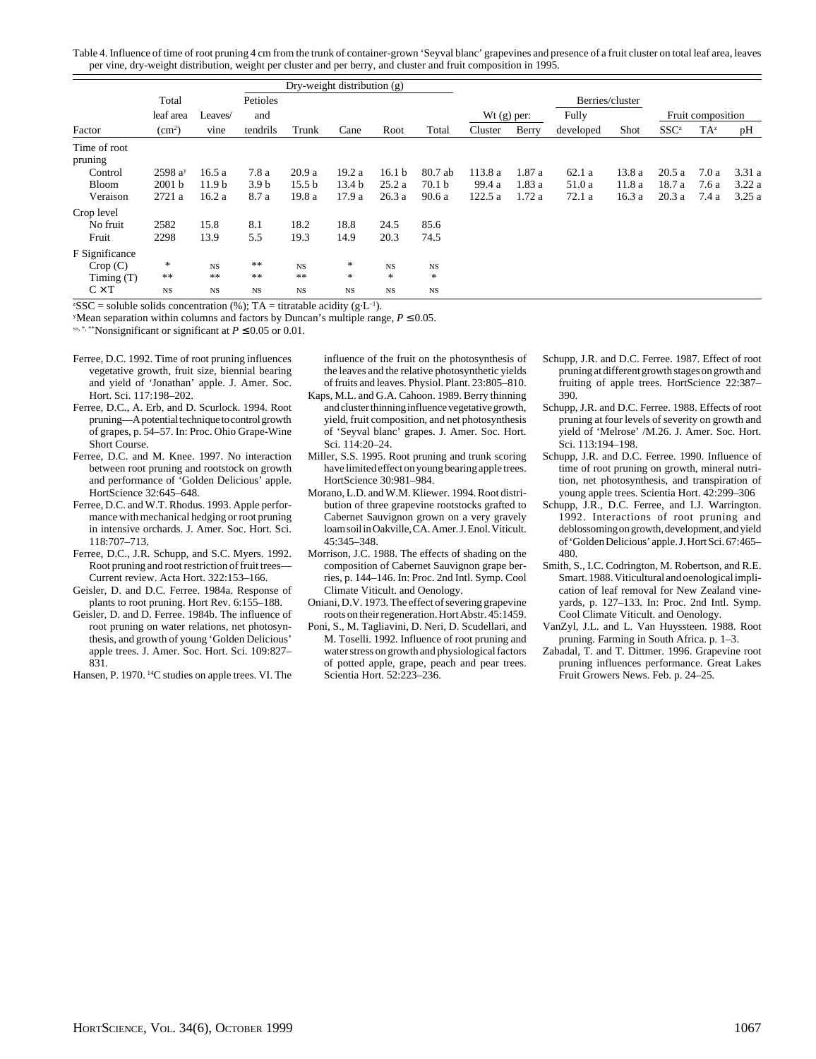Table 4. Influence of time of root pruning 4 cm from the trunk of container-grown 'Seyval blanc' grapevines and presence of a fruit cluster on total leaf area, leaves per vine, dry-weight distribution, weight per cluster and per berry, and cluster and fruit composition in 1995.

| Factor | Total leaf area ($cm^2$) | Leaves/ vine | Dry-weight distribution (g) Petioles and tendrils | Trunk | Cane | Root | Total | Wt (g) per: Cluster | Berry | Berries/cluster Fully developed | Shot | Fruit composition SSC[z] | TA[z] | pH |
|---|---|---|---|---|---|---|---|---|---|---|---|---|---|---|
| Time of root pruning | | | | | | | | | | | | | | |
| Control | 2598 a[y] | 16.5 a | 7.8 a | 20.9 a | 19.2 a | 16.1 b | 80.7 ab | 113.8 a | 1.87 a | 62.1 a | 13.8 a | 20.5 a | 7.0 a | 3.31 a |
| Bloom | 2001 b | 11.9 b | 3.9 b | 15.5 b | 13.4 b | 25.2 a | 70.1 b | 99.4 a | 1.83 a | 51.0 a | 11.8 a | 18.7 a | 7.6 a | 3.22 a |
| Veraison | 2721 a | 16.2 a | 8.7 a | 19.8 a | 17.9 a | 26.3 a | 90.6 a | 122.5 a | 1.72 a | 72.1 a | 16.3 a | 20.3 a | 7.4 a | 3.25 a |
| Crop level | | | | | | | | | | | | | | |
| No fruit | 2582 | 15.8 | 8.1 | 18.2 | 18.8 | 24.5 | 85.6 | | | | | | | |
| Fruit | 2298 | 13.9 | 5.5 | 19.3 | 14.9 | 20.3 | 74.5 | | | | | | | |
| F Significance | | | | | | | | | | | | | | |
| Crop (C) | * | NS | ** | NS | * | NS | NS | | | | | | | |
| Timing (T) | ** | ** | ** | ** | * | * | * | | | | | | | |
| C × T | NS | NS | NS | NS | NS | NS | NS | | | | | | | |

[z]SSC = soluble solids concentration (%); TA = titratable acidity ($g \cdot L^{-1}$).
[y]Mean separation within columns and factors by Duncan's multiple range, $P \leq 0.05$.
[NS, *, **]Nonsignificant or significant at $P \leq 0.05$ or 0.01.

Ferree, D.C. 1992. Time of root pruning influences vegetative growth, fruit size, biennial bearing and yield of 'Jonathan' apple. J. Amer. Soc. Hort. Sci. 117:198–202.

Ferree, D.C., A. Erb, and D. Scurlock. 1994. Root pruning—A potential technique to control growth of grapes, p. 54–57. In: Proc. Ohio Grape-Wine Short Course.

Ferree, D.C. and M. Knee. 1997. No interaction between root pruning and rootstock on growth and performance of 'Golden Delicious' apple. HortScience 32:645–648.

Ferree, D.C. and W.T. Rhodus. 1993. Apple performance with mechanical hedging or root pruning in intensive orchards. J. Amer. Soc. Hort. Sci. 118:707–713.

Ferree, D.C., J.R. Schupp, and S.C. Myers. 1992. Root pruning and root restriction of fruit trees—Current review. Acta Hort. 322:153–166.

Geisler, D. and D.C. Ferree. 1984a. Response of plants to root pruning. Hort Rev. 6:155–188.

Geisler, D. and D. Ferree. 1984b. The influence of root pruning on water relations, net photosynthesis, and growth of young 'Golden Delicious' apple trees. J. Amer. Soc. Hort. Sci. 109:827–831.

Hansen, P. 1970. $^{14}C$ studies on apple trees. VI. The influence of the fruit on the photosynthesis of the leaves and the relative photosynthetic yields of fruits and leaves. Physiol. Plant. 23:805–810.

Kaps, M.L. and G.A. Cahoon. 1989. Berry thinning and cluster thinning influence vegetative growth, yield, fruit composition, and net photosynthesis of 'Seyval blanc' grapes. J. Amer. Soc. Hort. Sci. 114:20–24.

Miller, S.S. 1995. Root pruning and trunk scoring have limited effect on young bearing apple trees. HortScience 30:981–984.

Morano, L.D. and W.M. Kliewer. 1994. Root distribution of three grapevine rootstocks grafted to Cabernet Sauvignon grown on a very gravely loam soil in Oakville, CA. Amer. J. Enol. Viticult. 45:345–348.

Morrison, J.C. 1988. The effects of shading on the composition of Cabernet Sauvignon grape berries, p. 144–146. In: Proc. 2nd Intl. Symp. Cool Climate Viticult. and Oenology.

Oniani, D.V. 1973. The effect of severing grapevine roots on their regeneration. Hort Abstr. 45:1459.

Poni, S., M. Tagliavini, D. Neri, D. Scudellari, and M. Toselli. 1992. Influence of root pruning and water stress on growth and physiological factors of potted apple, grape, peach and pear trees. Scientia Hort. 52:223–236.

Schupp, J.R. and D.C. Ferree. 1987. Effect of root pruning at different growth stages on growth and fruiting of apple trees. HortScience 22:387–390.

Schupp, J.R. and D.C. Ferree. 1988. Effects of root pruning at four levels of severity on growth and yield of 'Melrose' /M.26. J. Amer. Soc. Hort. Sci. 113:194–198.

Schupp, J.R. and D.C. Ferree. 1990. Influence of time of root pruning on growth, mineral nutrition, net photosynthesis, and transpiration of young apple trees. Scientia Hort. 42:299–306

Schupp, J.R., D.C. Ferree, and I.J. Warrington. 1992. Interactions of root pruning and deblossoming on growth, development, and yield of 'Golden Delicious' apple. J. Hort Sci. 67:465–480.

Smith, S., I.C. Codrington, M. Robertson, and R.E. Smart. 1988. Viticultural and oenological implication of leaf removal for New Zealand vineyards, p. 127–133. In: Proc. 2nd Intl. Symp. Cool Climate Viticult. and Oenology.

VanZyl, J.L. and L. Van Huyssteen. 1988. Root pruning. Farming in South Africa. p. 1–3.

Zabadal, T. and T. Dittmer. 1996. Grapevine root pruning influences performance. Great Lakes Fruit Growers News. Feb. p. 24–25.